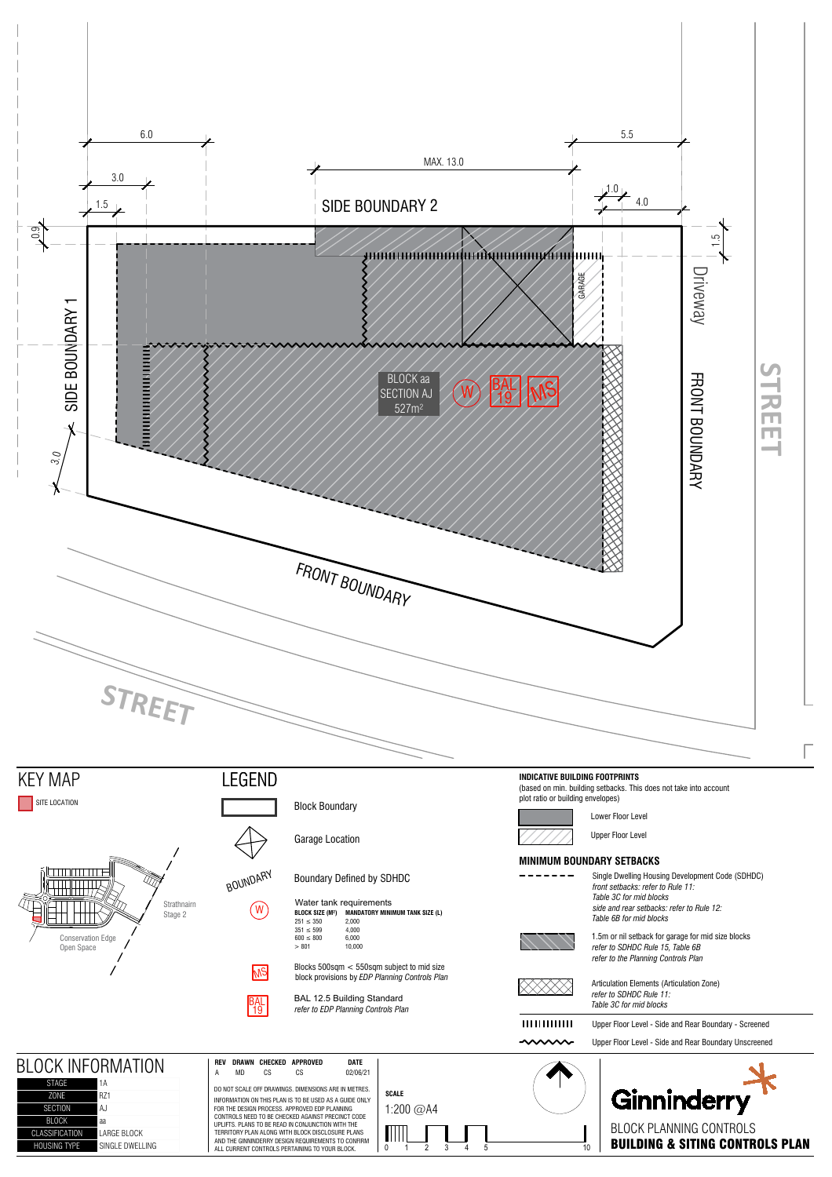6.0

3.0

1.5

0.9

MAX. 13.0

SIDE BOUNDARY 2

5.5

1.0

4.0

1.5

SIDE BOUNDARY 1

3.0

GARAGE

Driveway

BLOCK aa
SECTION AJ
527m²

W

BAL 19

MS

FRONT BOUNDARY

FRONT BOUNDARY

STREET

STREET

## KEY MAP

SITE LOCATION

Strathnairn Stage 2

Conservation Edge Open Space

## LEGEND

Block Boundary

Garage Location

BOUNDARY — Boundary Defined by SDHDC

W — Water tank requirements

| BLOCK SIZE (M²) | MANDATORY MINIMUM TANK SIZE (L) |
|---|---|
| 251 ≤ 350 | 2,000 |
| 351 ≤ 599 | 4,000 |
| 600 ≤ 800 | 6,000 |
| > 801 | 10,000 |

MS — Blocks 500sqm < 550sqm subject to mid size block provisions by *EDP Planning Controls Plan*

BAL 19 — BAL 12.5 Building Standard *refer to EDP Planning Controls Plan*

**INDICATIVE BUILDING FOOTPRINTS**
(based on min. building setbacks. This does not take into account plot ratio or building envelopes)

Lower Floor Level

Upper Floor Level

**MINIMUM BOUNDARY SETBACKS**

Single Dwelling Housing Development Code (SDHDC)
*front setbacks: refer to Rule 11: Table 3C for mid blocks*
*side and rear setbacks: refer to Rule 12: Table 6B for mid blocks*

1.5m or nil setback for garage for mid size blocks
*refer to SDHDC Rule 15, Table 6B*
*refer to the Planning Controls Plan*

Articulation Elements (Articulation Zone)
*refer to SDHDC Rule 11: Table 3C for mid blocks*

Upper Floor Level - Side and Rear Boundary - Screened

Upper Floor Level - Side and Rear Boundary Unscreened

## BLOCK INFORMATION

| | |
|---|---|
| STAGE | 1A |
| ZONE | RZ1 |
| SECTION | AJ |
| BLOCK | aa |
| CLASSIFICATION | LARGE BLOCK |
| HOUSING TYPE | SINGLE DWELLING |

| REV | DRAWN | CHECKED | APPROVED | DATE |
|---|---|---|---|---|
| A | MD | CS | CS | 02/06/21 |

DO NOT SCALE OFF DRAWINGS. DIMENSIONS ARE IN METRES.
INFORMATION ON THIS PLAN IS TO BE USED AS A GUIDE ONLY FOR THE DESIGN PROCESS. APPROVED EDP PLANNING CONTROLS NEED TO BE CHECKED AGAINST PRECINCT CODE UPLIFTS. PLANS TO BE READ IN CONJUNCTION WITH THE TERRITORY PLAN ALONG WITH BLOCK DISCLOSURE PLANS AND THE GINNINDERRY DESIGN REQUIREMENTS TO CONFIRM ALL CURRENT CONTROLS PERTAINING TO YOUR BLOCK.

**SCALE**
1:200 @A4

0 1 2 3 4 5 10

Ginninderry

BLOCK PLANNING CONTROLS
**BUILDING & SITING CONTROLS PLAN**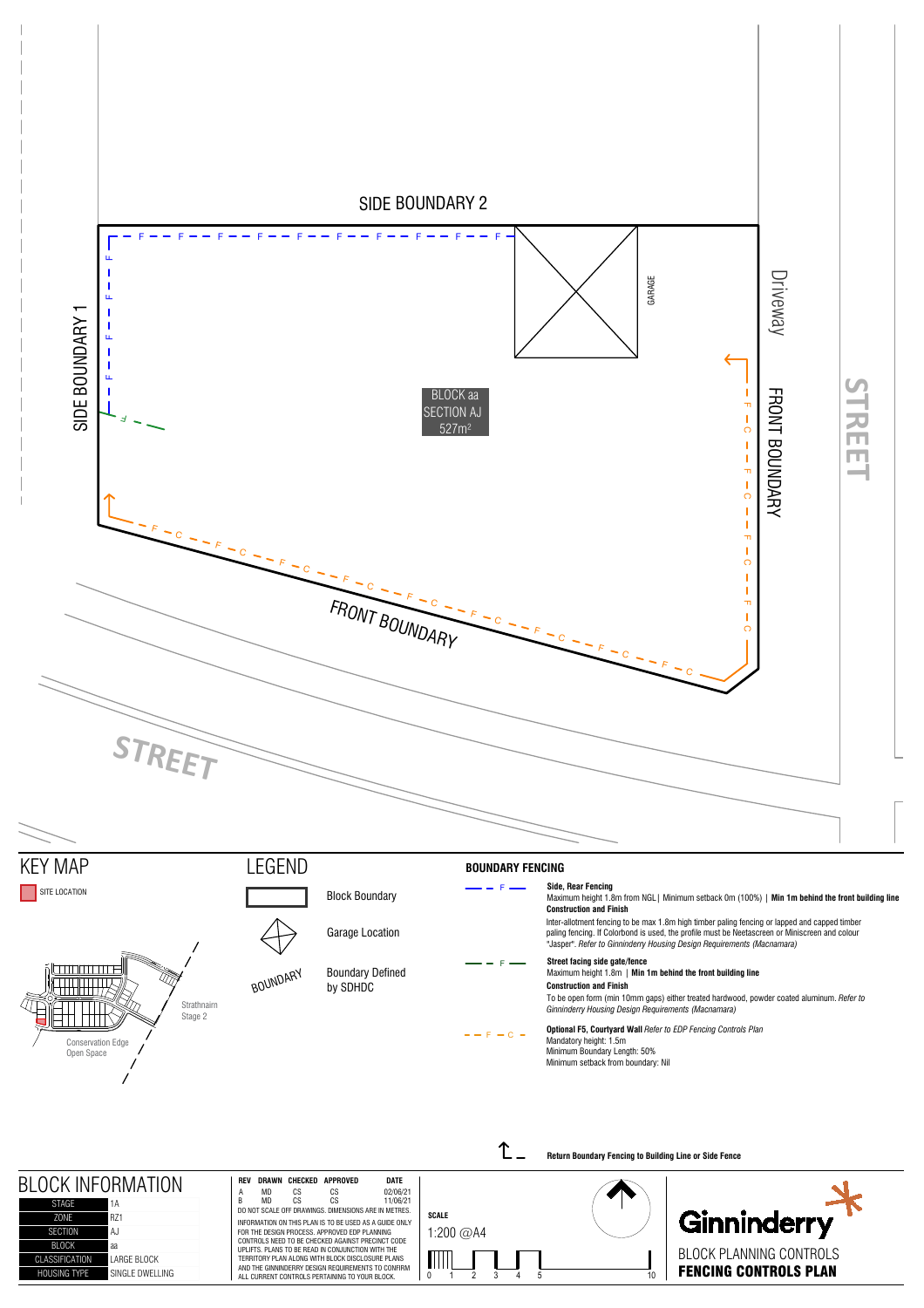SIDE BOUNDARY 2

SIDE BOUNDARY 1

GARAGE

Driveway

FRONT BOUNDARY

STREET

BLOCK aa
SECTION AJ
527m²

FRONT BOUNDARY

STREET

## KEY MAP

SITE LOCATION

Strathnairn Stage 2

Conservation Edge Open Space

## LEGEND

Block Boundary

Garage Location

Boundary Defined by SDHDC

## BOUNDARY FENCING

**Side, Rear Fencing**
Maximum height 1.8m from NGL | Minimum setback 0m (100%) | **Min 1m behind the front building line**
**Construction and Finish**
Inter-allotment fencing to be max 1.8m high timber paling fencing or lapped and capped timber paling fencing. If Colorbond is used, the profile must be Neetascreen or Miniscreen and colour "Jasper". *Refer to Ginninderry Housing Design Requirements (Macnamara)*

**Street facing side gate/fence**
Maximum height 1.8m | **Min 1m behind the front building line**
**Construction and Finish**
To be open form (min 10mm gaps) either treated hardwood, powder coated aluminum. *Refer to Ginninderry Housing Design Requirements (Macnamara)*

**Optional F5, Courtyard Wall** *Refer to EDP Fencing Controls Plan*
Mandatory height: 1.5m
Minimum Boundary Length: 50%
Minimum setback from boundary: Nil

**Return Boundary Fencing to Building Line or Side Fence**

## BLOCK INFORMATION

| | |
|---|---|
| STAGE | 1A |
| ZONE | RZ1 |
| SECTION | AJ |
| BLOCK | aa |
| CLASSIFICATION | LARGE BLOCK |
| HOUSING TYPE | SINGLE DWELLING |

| REV | DRAWN | CHECKED | APPROVED | DATE |
|---|---|---|---|---|
| A | MD | CS | CS | 02/06/21 |
| B | MD | CS | CS | 11/06/21 |

DO NOT SCALE OFF DRAWINGS. DIMENSIONS ARE IN METRES.

INFORMATION ON THIS PLAN IS TO BE USED AS A GUIDE ONLY FOR THE DESIGN PROCESS. APPROVED EDP PLANNING CONTROLS NEED TO BE CHECKED AGAINST PRECINCT CODE UPLIFTS. PLANS TO BE READ IN CONJUNCTION WITH THE TERRITORY PLAN ALONG WITH BLOCK DISCLOSURE PLANS AND THE GINNINDERRY DESIGN REQUIREMENTS TO CONFIRM ALL CURRENT CONTROLS PERTAINING TO YOUR BLOCK.

**SCALE**
1:200 @A4

0 1 2 3 4 5 10

Ginninderry

BLOCK PLANNING CONTROLS
**FENCING CONTROLS PLAN**